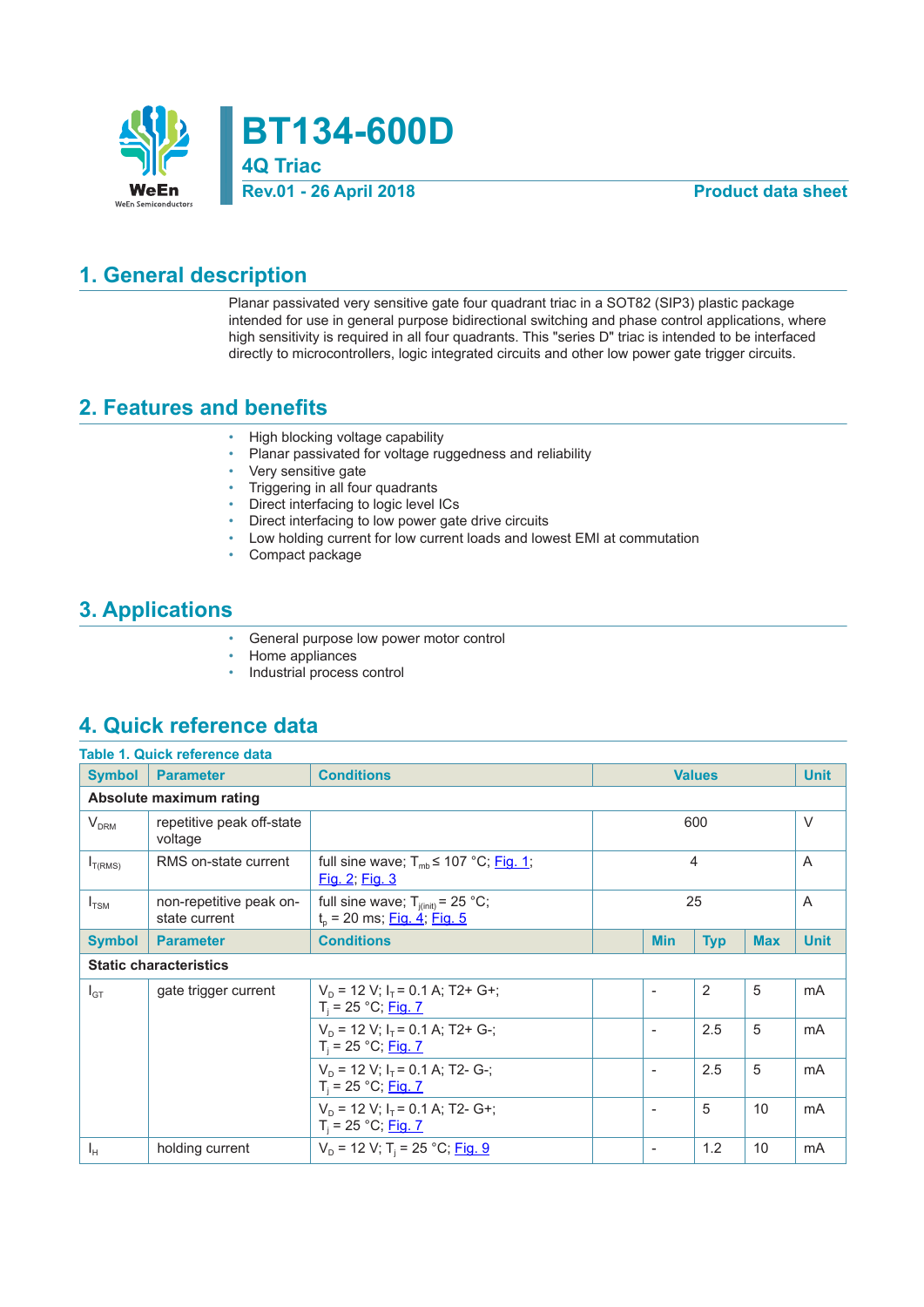# BT134-600D

## 4Q Triac

**Rev.01 - 26 April 2018** **Product data sheet**

## 1. General description

Planar passivated very sensitive gate four quadrant triac in a SOT82 (SIP3) plastic package intended for use in general purpose bidirectional switching and phase control applications, where high sensitivity is required in all four quadrants. This "series D" triac is intended to be interfaced directly to microcontrollers, logic integrated circuits and other low power gate trigger circuits.

## 2. Features and benefits

- High blocking voltage capability
- Planar passivated for voltage ruggedness and reliability
- Very sensitive gate
- Triggering in all four quadrants
- Direct interfacing to logic level ICs
- Direct interfacing to low power gate drive circuits
- Low holding current for low current loads and lowest EMI at commutation
- Compact package

## 3. Applications

- General purpose low power motor control
- Home appliances
- Industrial process control

## 4. Quick reference data

**Table 1. Quick reference data**

| Symbol | Parameter | Conditions | | Values | | Unit |
|---|---|---|---|---|---|---|
| **Absolute maximum rating** | | | | | | |
| $V_{DRM}$ | repetitive peak off-state voltage | | | 600 | | V |
| $I_{T(RMS)}$ | RMS on-state current | full sine wave; $T_{mb} \leq 107$ °C; Fig. 1; Fig. 2; Fig. 3 | | 4 | | A |
| $I_{TSM}$ | non-repetitive peak on-state current | full sine wave; $T_{j(init)} = 25$ °C; $t_p = 20$ ms; Fig. 4; Fig. 5 | | 25 | | A |
| **Symbol** | **Parameter** | **Conditions** | **Min** | **Typ** | **Max** | **Unit** |
| **Static characteristics** | | | | | | |
| $I_{GT}$ | gate trigger current | $V_D = 12$ V; $I_T = 0.1$ A; T2+ G+; $T_j = 25$ °C; Fig. 7 | - | 2 | 5 | mA |
| | | $V_D = 12$ V; $I_T = 0.1$ A; T2+ G-; $T_j = 25$ °C; Fig. 7 | - | 2.5 | 5 | mA |
| | | $V_D = 12$ V; $I_T = 0.1$ A; T2- G-; $T_j = 25$ °C; Fig. 7 | - | 2.5 | 5 | mA |
| | | $V_D = 12$ V; $I_T = 0.1$ A; T2- G+; $T_j = 25$ °C; Fig. 7 | - | 5 | 10 | mA |
| $I_H$ | holding current | $V_D = 12$ V; $T_j = 25$ °C; Fig. 9 | - | 1.2 | 10 | mA |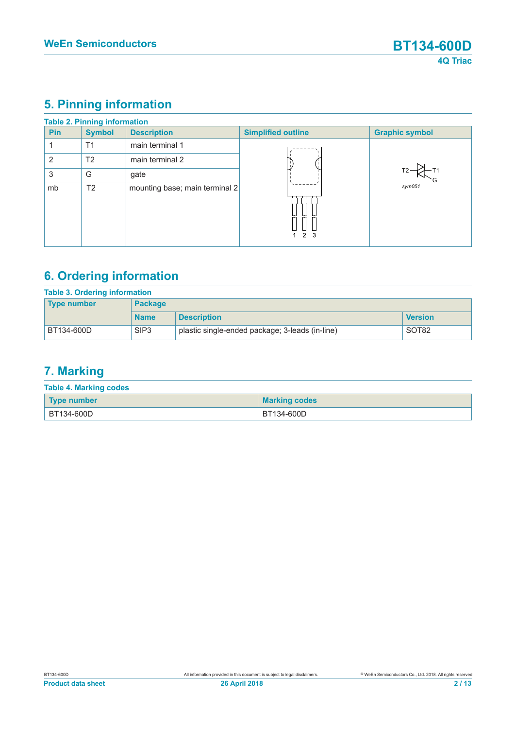## 5. Pinning information

**Table 2. Pinning information**

| Pin | Symbol | Description | Simplified outline | Graphic symbol |
|---|---|---|---|---|
| 1 | T1 | main terminal 1 | | |
| 2 | T2 | main terminal 2 | | |
| 3 | G | gate | | |
| mb | T2 | mounting base; main terminal 2 | | |

## 6. Ordering information

**Table 3. Ordering information**

| Type number | Package | | |
|---|---|---|---|
| | Name | Description | Version |
| BT134-600D | SIP3 | plastic single-ended package; 3-leads (in-line) | SOT82 |

## 7. Marking

**Table 4. Marking codes**

| Type number | Marking codes |
|---|---|
| BT134-600D | BT134-600D |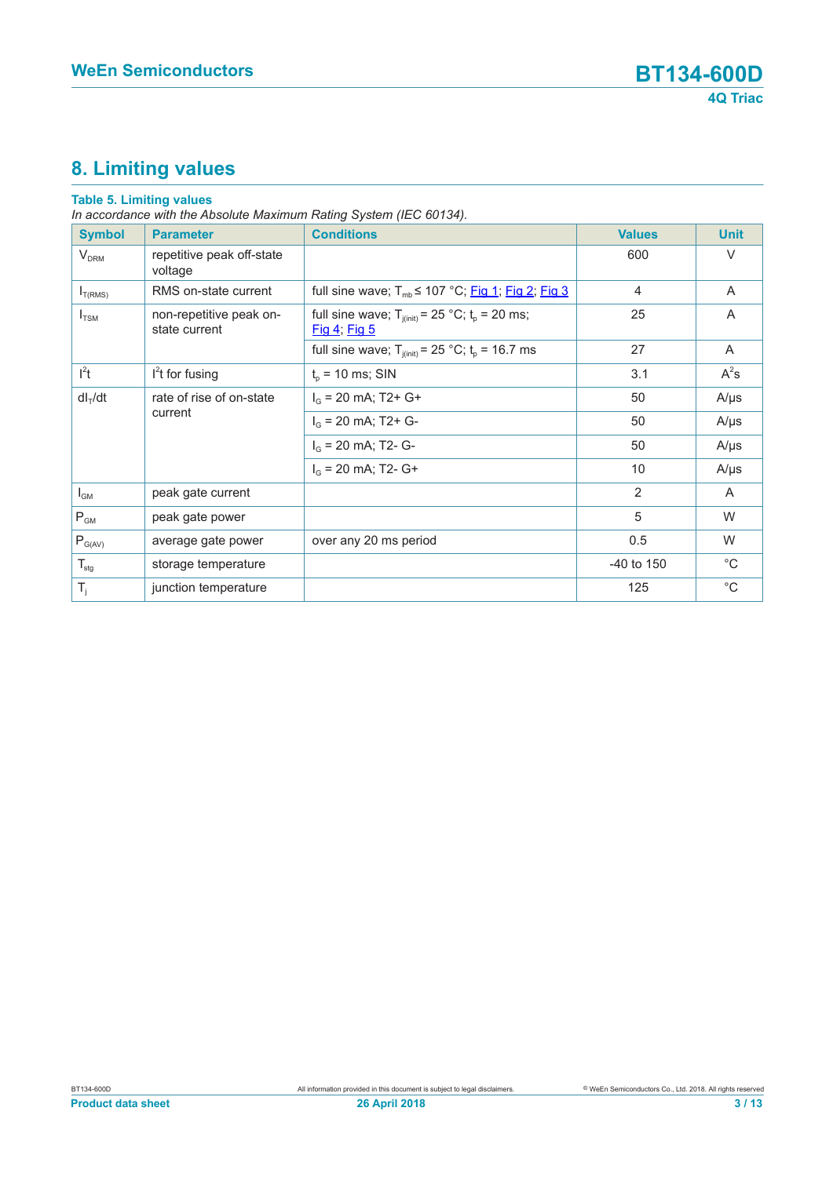## 8. Limiting values

**Table 5. Limiting values**

*In accordance with the Absolute Maximum Rating System (IEC 60134).*

| Symbol | Parameter | Conditions | Values | Unit |
|---|---|---|---|---|
| $V_{DRM}$ | repetitive peak off-state voltage | | 600 | V |
| $I_{T(RMS)}$ | RMS on-state current | full sine wave; $T_{mb} \leq 107$ °C; Fig 1; Fig 2; Fig 3 | 4 | A |
| $I_{TSM}$ | non-repetitive peak on-state current | full sine wave; $T_{j(init)} = 25$ °C; $t_p = 20$ ms; Fig 4; Fig 5 | 25 | A |
| | | full sine wave; $T_{j(init)} = 25$ °C; $t_p = 16.7$ ms | 27 | A |
| $I^2t$ | $I^2t$ for fusing | $t_p = 10$ ms; SIN | 3.1 | $A^2s$ |
| $dI_T/dt$ | rate of rise of on-state current | $I_G = 20$ mA; T2+ G+ | 50 | A/µs |
| | | $I_G = 20$ mA; T2+ G- | 50 | A/µs |
| | | $I_G = 20$ mA; T2- G- | 50 | A/µs |
| | | $I_G = 20$ mA; T2- G+ | 10 | A/µs |
| $I_{GM}$ | peak gate current | | 2 | A |
| $P_{GM}$ | peak gate power | | 5 | W |
| $P_{G(AV)}$ | average gate power | over any 20 ms period | 0.5 | W |
| $T_{stg}$ | storage temperature | | -40 to 150 | °C |
| $T_j$ | junction temperature | | 125 | °C |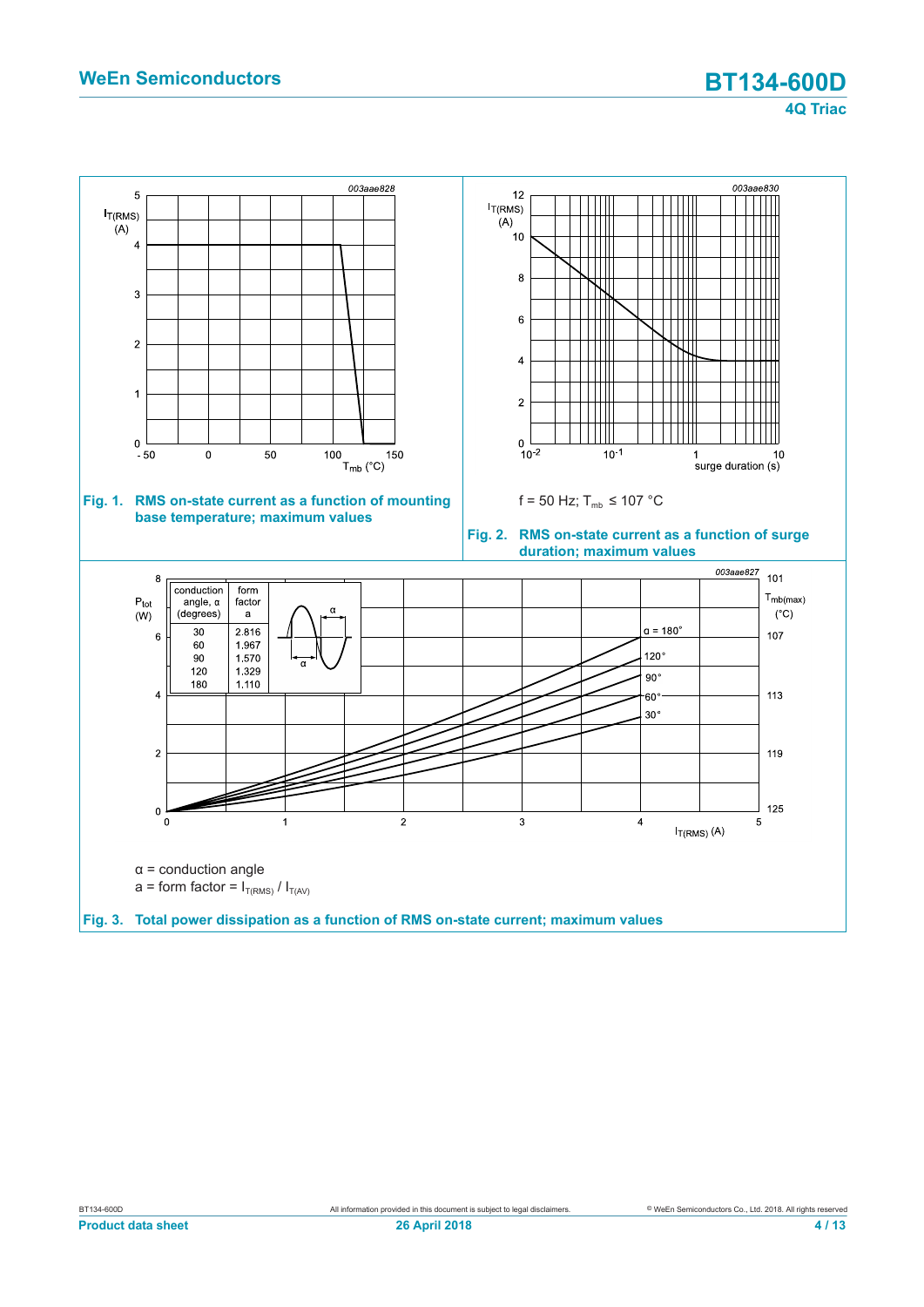003aae828

Fig. 1. RMS on-state current as a function of mounting base temperature; maximum values

003aae830

f = 50 Hz; $T_{mb}$ ≤ 107 °C

Fig. 2. RMS on-state current as a function of surge duration; maximum values

003aae827

| conduction angle, α (degrees) | form factor a |
|---|---|
| 30 | 2.816 |
| 60 | 1.967 |
| 90 | 1.570 |
| 120 | 1.329 |
| 180 | 1.110 |

α = conduction angle

a = form factor = $I_{T(RMS)}$ / $I_{T(AV)}$

Fig. 3. Total power dissipation as a function of RMS on-state current; maximum values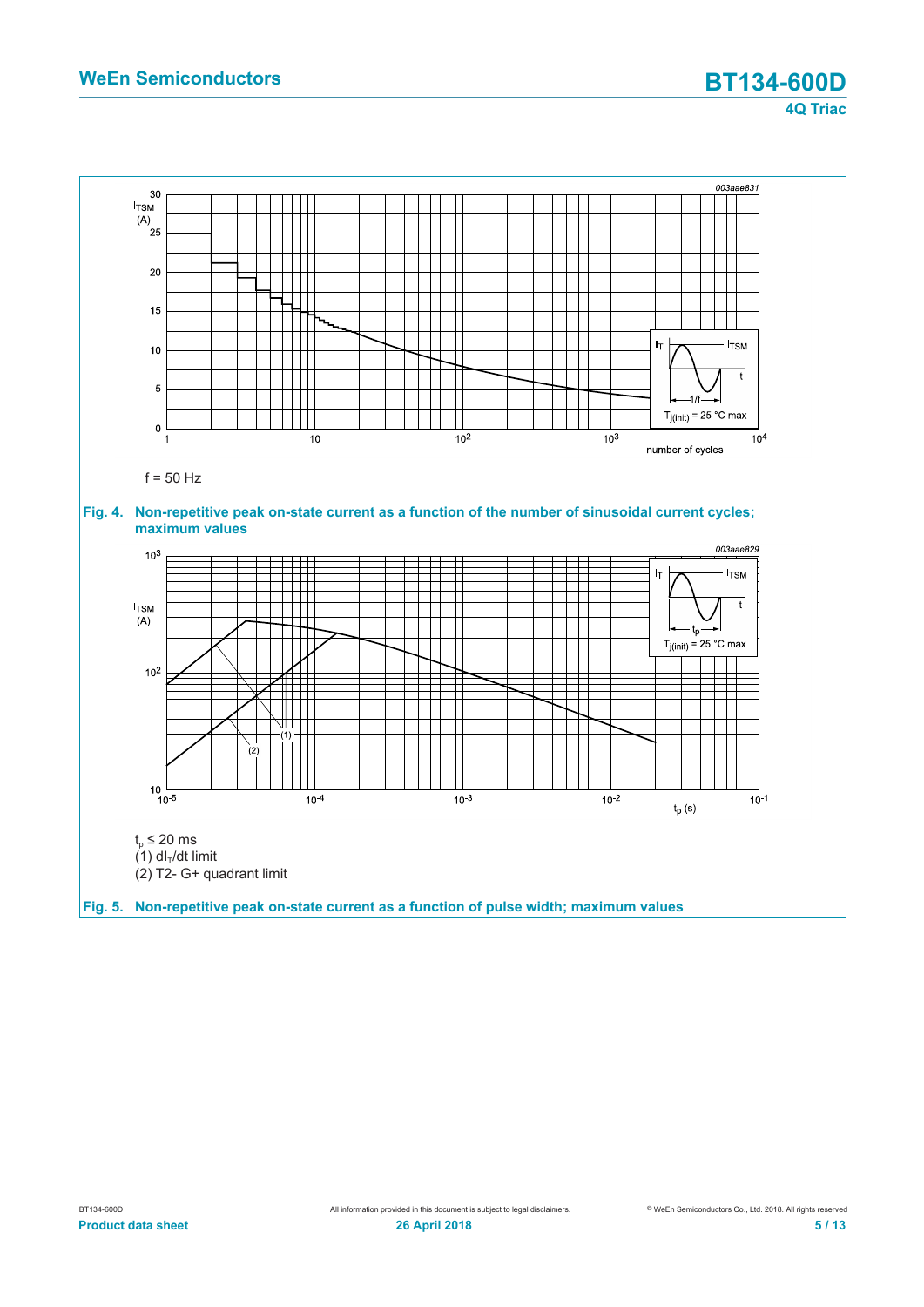f = 50 Hz

**Fig. 4. Non-repetitive peak on-state current as a function of the number of sinusoidal current cycles; maximum values**

$t_p \leq 20$ ms

(1) $dI_T/dt$ limit

(2) T2- G+ quadrant limit

**Fig. 5. Non-repetitive peak on-state current as a function of pulse width; maximum values**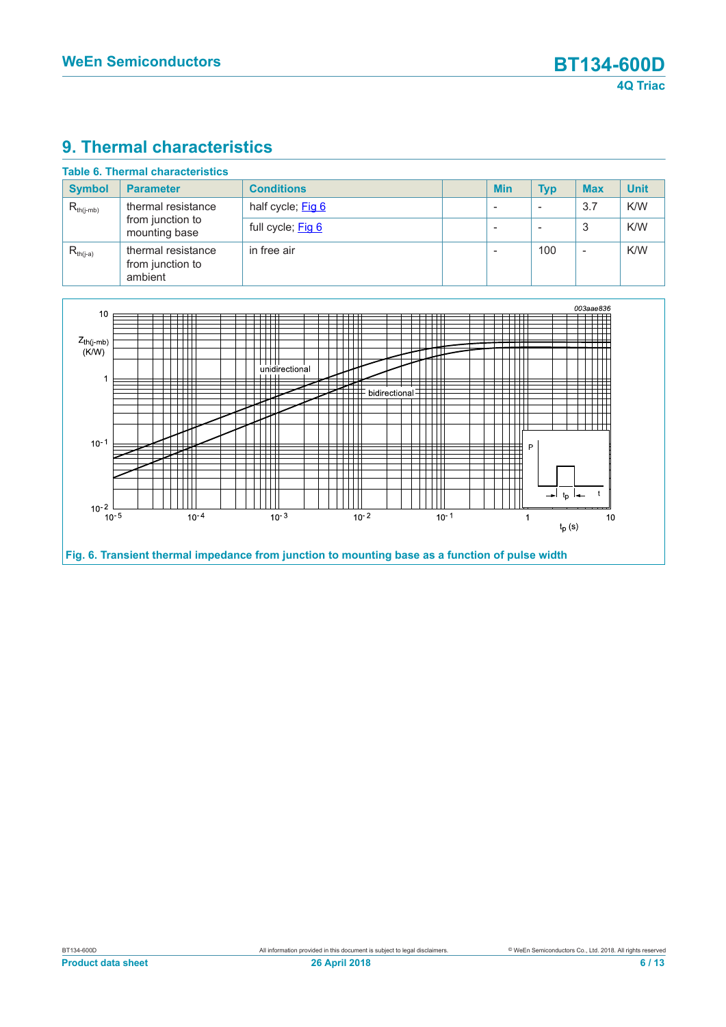# 9. Thermal characteristics

**Table 6. Thermal characteristics**

| Symbol | Parameter | Conditions | | Min | Typ | Max | Unit |
|---|---|---|---|---|---|---|---|
| $R_{th(j-mb)}$ | thermal resistance from junction to mounting base | half cycle; Fig 6 | | - | - | 3.7 | K/W |
| | | full cycle; Fig 6 | | - | - | 3 | K/W |
| $R_{th(j-a)}$ | thermal resistance from junction to ambient | in free air | | - | 100 | - | K/W |

**Fig. 6. Transient thermal impedance from junction to mounting base as a function of pulse width**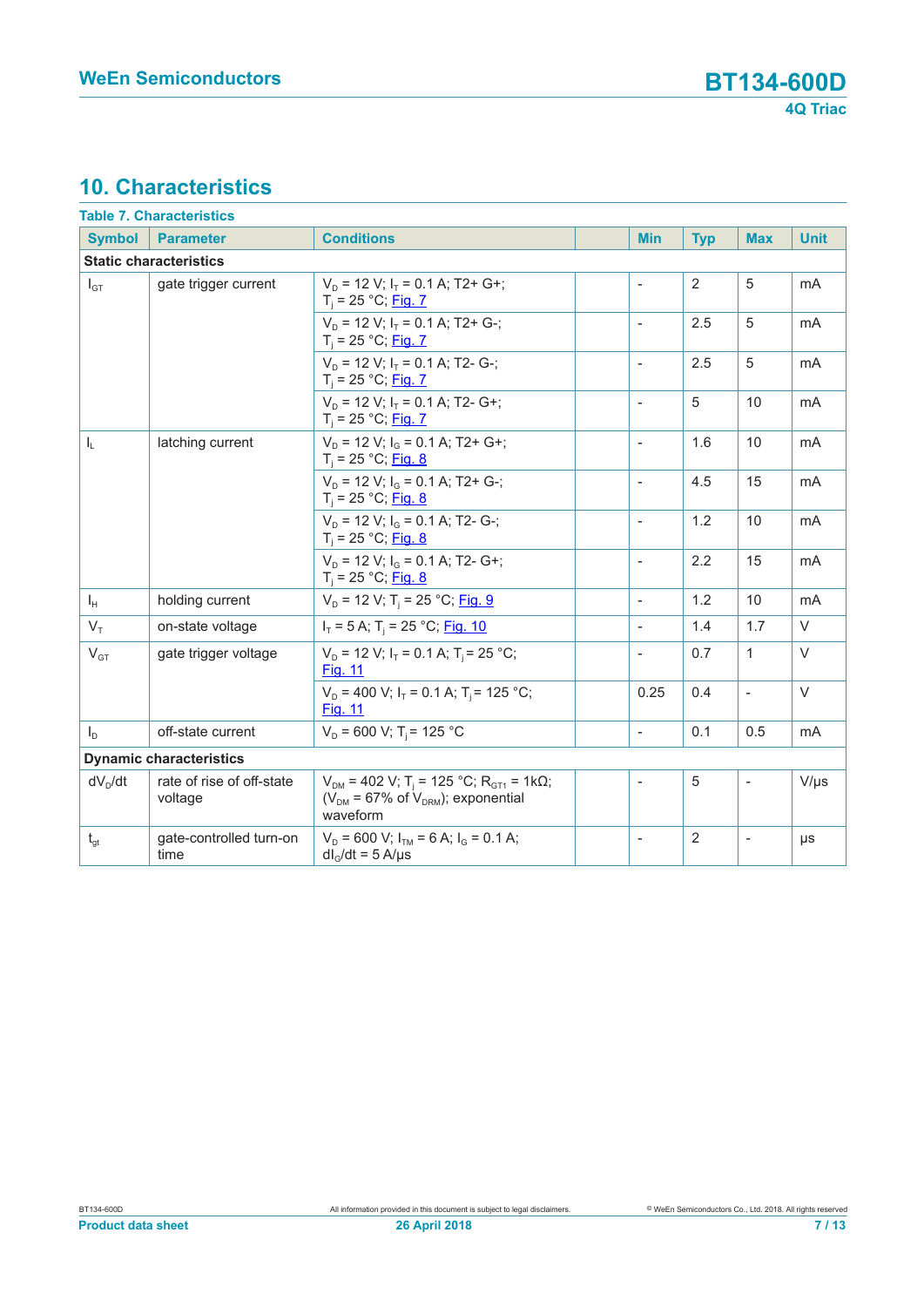## 10. Characteristics

**Table 7. Characteristics**

| Symbol | Parameter | Conditions | | Min | Typ | Max | Unit |
|---|---|---|---|---|---|---|---|
| **Static characteristics** | | | | | | | |
| $I_{GT}$ | gate trigger current | $V_D$ = 12 V; $I_T$ = 0.1 A; T2+ G+; $T_j$ = 25 °C; Fig. 7 | | - | 2 | 5 | mA |
| | | $V_D$ = 12 V; $I_T$ = 0.1 A; T2+ G-; $T_j$ = 25 °C; Fig. 7 | | - | 2.5 | 5 | mA |
| | | $V_D$ = 12 V; $I_T$ = 0.1 A; T2- G-; $T_j$ = 25 °C; Fig. 7 | | - | 2.5 | 5 | mA |
| | | $V_D$ = 12 V; $I_T$ = 0.1 A; T2- G+; $T_j$ = 25 °C; Fig. 7 | | - | 5 | 10 | mA |
| $I_L$ | latching current | $V_D$ = 12 V; $I_G$ = 0.1 A; T2+ G+; $T_j$ = 25 °C; Fig. 8 | | - | 1.6 | 10 | mA |
| | | $V_D$ = 12 V; $I_G$ = 0.1 A; T2+ G-; $T_j$ = 25 °C; Fig. 8 | | - | 4.5 | 15 | mA |
| | | $V_D$ = 12 V; $I_G$ = 0.1 A; T2- G-; $T_j$ = 25 °C; Fig. 8 | | - | 1.2 | 10 | mA |
| | | $V_D$ = 12 V; $I_G$ = 0.1 A; T2- G+; $T_j$ = 25 °C; Fig. 8 | | - | 2.2 | 15 | mA |
| $I_H$ | holding current | $V_D$ = 12 V; $T_j$ = 25 °C; Fig. 9 | | - | 1.2 | 10 | mA |
| $V_T$ | on-state voltage | $I_T$ = 5 A; $T_j$ = 25 °C; Fig. 10 | | - | 1.4 | 1.7 | V |
| $V_{GT}$ | gate trigger voltage | $V_D$ = 12 V; $I_T$ = 0.1 A; $T_j$ = 25 °C; Fig. 11 | | - | 0.7 | 1 | V |
| | | $V_D$ = 400 V; $I_T$ = 0.1 A; $T_j$ = 125 °C; Fig. 11 | | 0.25 | 0.4 | - | V |
| $I_D$ | off-state current | $V_D$ = 600 V; $T_j$ = 125 °C | | - | 0.1 | 0.5 | mA |
| **Dynamic characteristics** | | | | | | | |
| $dV_D/dt$ | rate of rise of off-state voltage | $V_{DM}$ = 402 V; $T_j$ = 125 °C; $R_{GT1}$ = 1kΩ; ($V_{DM}$ = 67% of $V_{DRM}$); exponential waveform | | - | 5 | - | V/μs |
| $t_{gt}$ | gate-controlled turn-on time | $V_D$ = 600 V; $I_{TM}$ = 6 A; $I_G$ = 0.1 A; $dI_G/dt$ = 5 A/μs | | - | 2 | - | μs |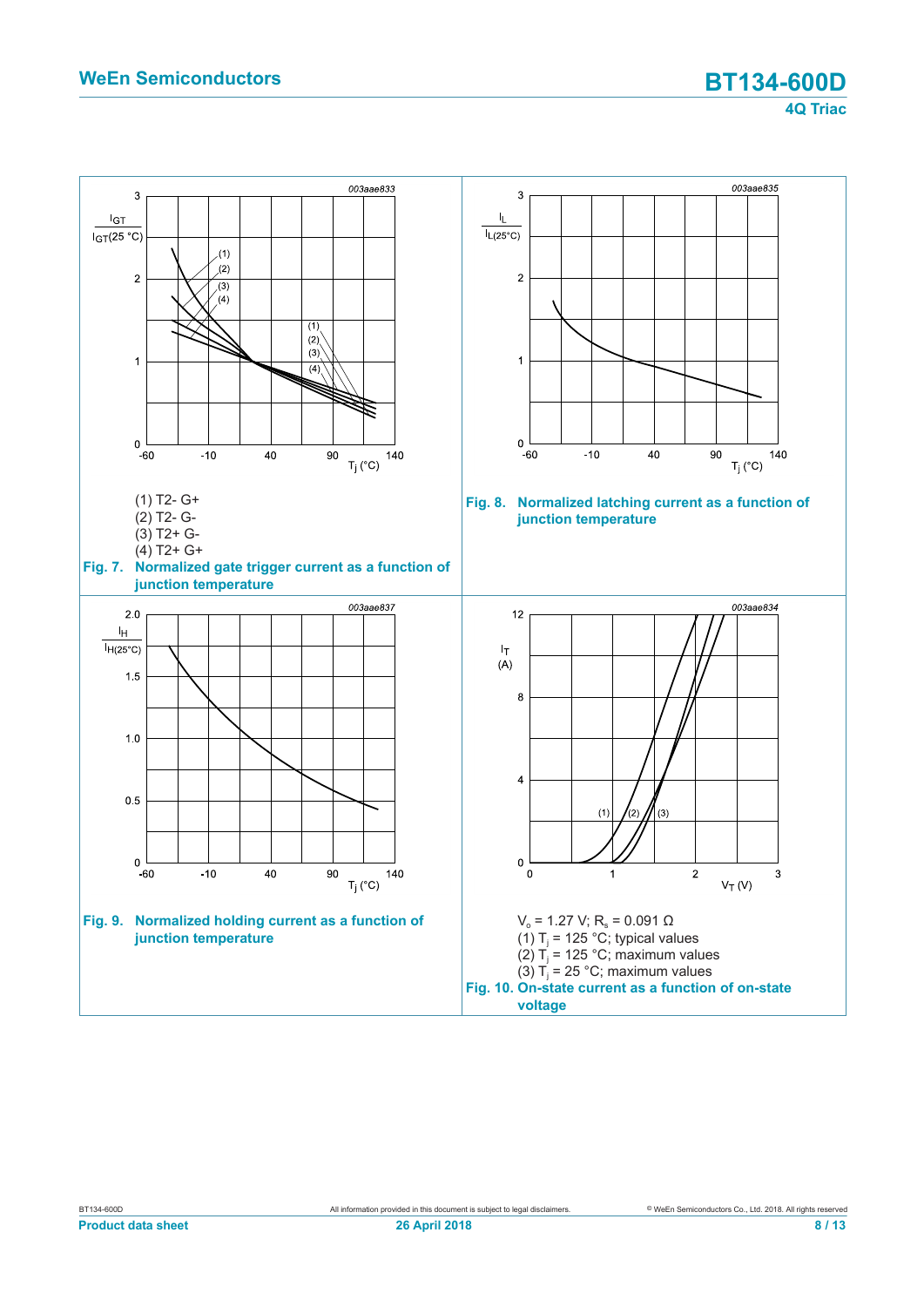(1) T2- G+

(2) T2- G-

(3) T2+ G-

(4) T2+ G+

**Fig. 7. Normalized gate trigger current as a function of junction temperature**

**Fig. 8. Normalized latching current as a function of junction temperature**

**Fig. 9. Normalized holding current as a function of junction temperature**

$V_o$ = 1.27 V; $R_s$ = 0.091 Ω

(1) $T_j$ = 125 °C; typical values

(2) $T_j$ = 125 °C; maximum values

(3) $T_j$ = 25 °C; maximum values

**Fig. 10. On-state current as a function of on-state voltage**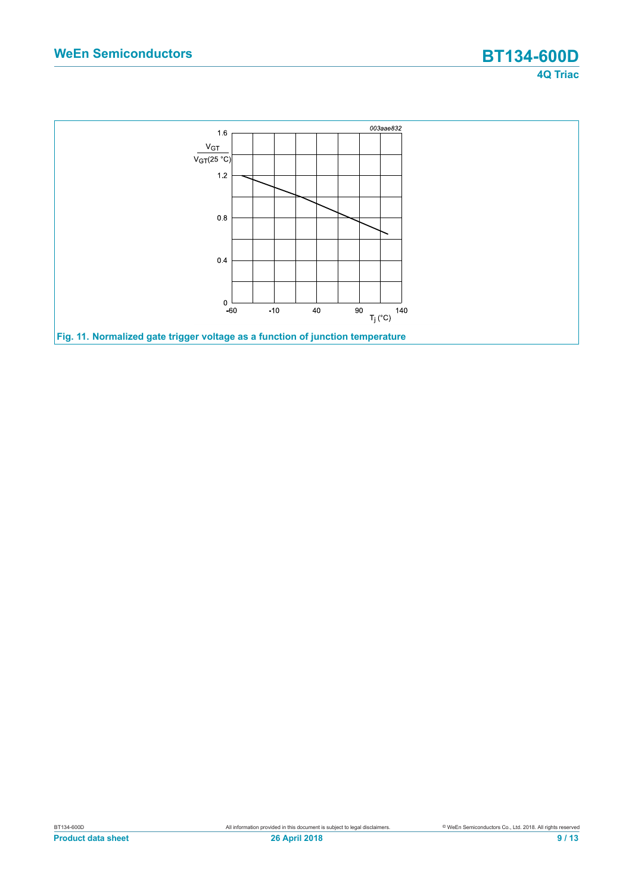Fig. 11. Normalized gate trigger voltage as a function of junction temperature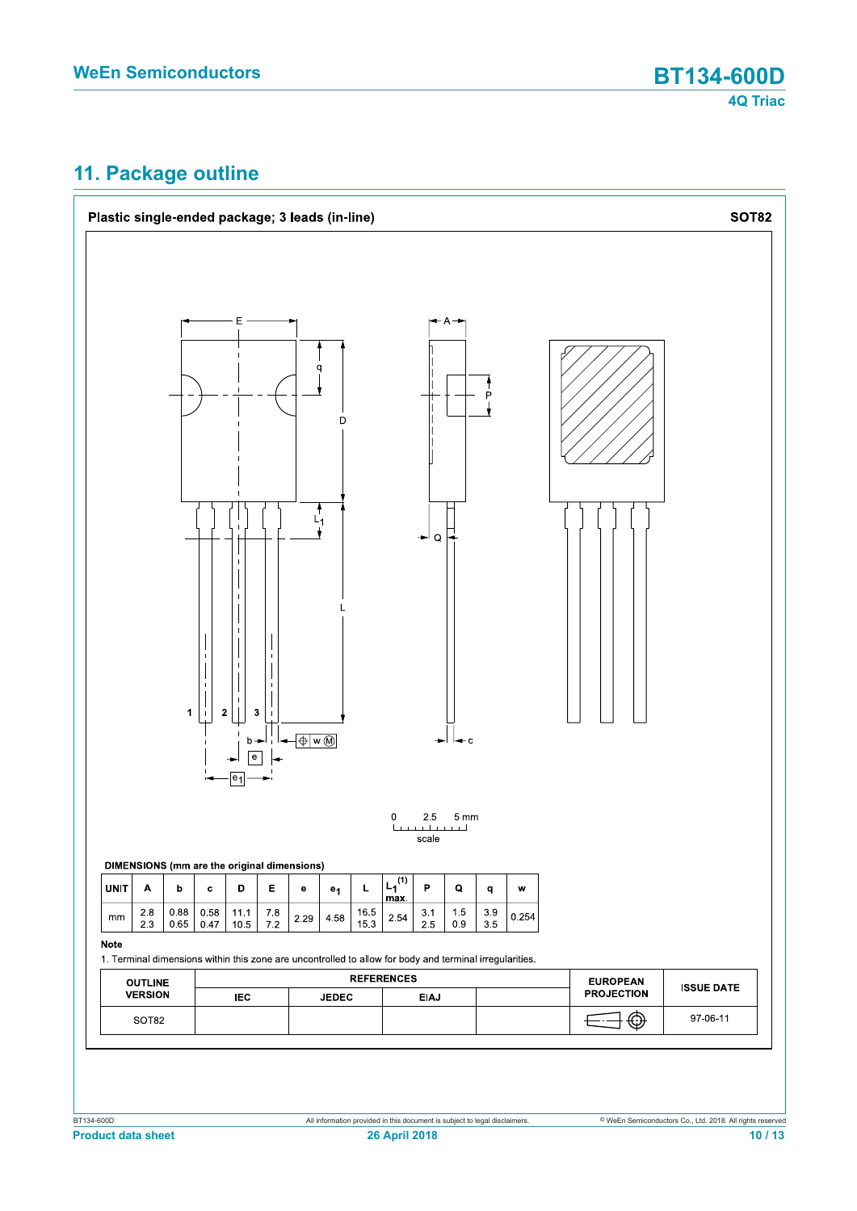## 11. Package outline

**Plastic single-ended package; 3 leads (in-line)** **SOT82**

0 2.5 5 mm

scale

**DIMENSIONS (mm are the original dimensions)**

| UNIT | A | b | c | D | E | e | $e_1$ | L | $L_1^{(1)}$ max. | P | Q | q | w |
|---|---|---|---|---|---|---|---|---|---|---|---|---|---|
| mm | 2.8<br>2.3 | 0.88<br>0.65 | 0.58<br>0.47 | 11.1<br>10.5 | 7.8<br>7.2 | 2.29 | 4.58 | 16.5<br>15.3 | 2.54 | 3.1<br>2.5 | 1.5<br>0.9 | 3.9<br>3.5 | 0.254 |

**Note**

1. Terminal dimensions within this zone are uncontrolled to allow for body and terminal irregularities.

| OUTLINE VERSION | REFERENCES | | | | EUROPEAN PROJECTION | ISSUE DATE |
|---|---|---|---|---|---|---|
| | IEC | JEDEC | EIAJ | | | |
| SOT82 | | | | | | 97-06-11 |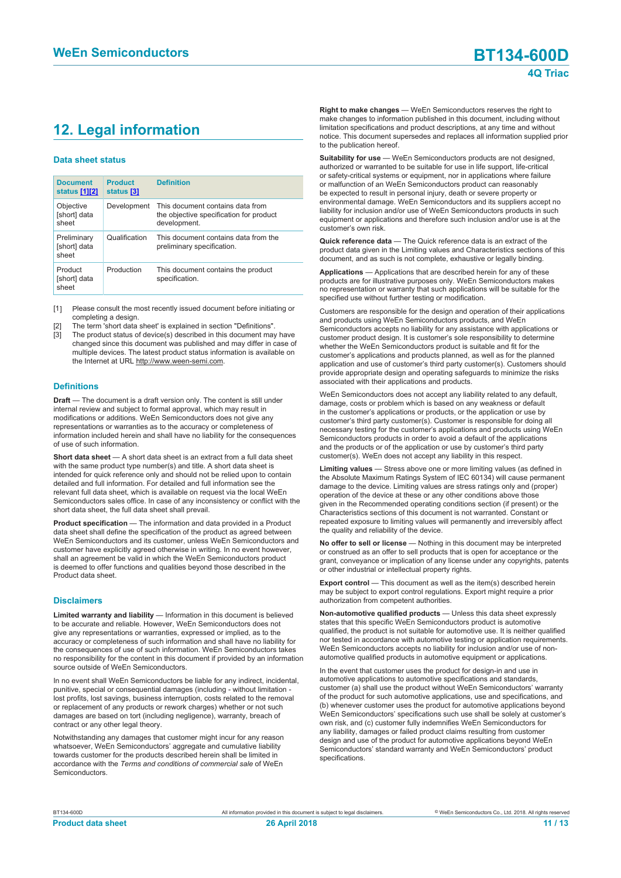## 12. Legal information

### Data sheet status

| Document status [1][2] | Product status [3] | Definition |
|---|---|---|
| Objective [short] data sheet | Development | This document contains data from the objective specification for product development. |
| Preliminary [short] data sheet | Qualification | This document contains data from the preliminary specification. |
| Product [short] data sheet | Production | This document contains the product specification. |

[1] Please consult the most recently issued document before initiating or completing a design.
[2] The term 'short data sheet' is explained in section "Definitions".
[3] The product status of device(s) described in this document may have changed since this document was published and may differ in case of multiple devices. The latest product status information is available on the Internet at URL http://www.ween-semi.com.

### Definitions

**Draft** — The document is a draft version only. The content is still under internal review and subject to formal approval, which may result in modifications or additions. WeEn Semiconductors does not give any representations or warranties as to the accuracy or completeness of information included herein and shall have no liability for the consequences of use of such information.

**Short data sheet** — A short data sheet is an extract from a full data sheet with the same product type number(s) and title. A short data sheet is intended for quick reference only and should not be relied upon to contain detailed and full information. For detailed and full information see the relevant full data sheet, which is available on request via the local WeEn Semiconductors sales office. In case of any inconsistency or conflict with the short data sheet, the full data sheet shall prevail.

**Product specification** — The information and data provided in a Product data sheet shall define the specification of the product as agreed between WeEn Semiconductors and its customer, unless WeEn Semiconductors and customer have explicitly agreed otherwise in writing. In no event however, shall an agreement be valid in which the WeEn Semiconductors product is deemed to offer functions and qualities beyond those described in the Product data sheet.

### Disclaimers

**Limited warranty and liability** — Information in this document is believed to be accurate and reliable. However, WeEn Semiconductors does not give any representations or warranties, expressed or implied, as to the accuracy or completeness of such information and shall have no liability for the consequences of use of such information. WeEn Semiconductors takes no responsibility for the content in this document if provided by an information source outside of WeEn Semiconductors.

In no event shall WeEn Semiconductors be liable for any indirect, incidental, punitive, special or consequential damages (including - without limitation - lost profits, lost savings, business interruption, costs related to the removal or replacement of any products or rework charges) whether or not such damages are based on tort (including negligence), warranty, breach of contract or any other legal theory.

Notwithstanding any damages that customer might incur for any reason whatsoever, WeEn Semiconductors' aggregate and cumulative liability towards customer for the products described herein shall be limited in accordance with the *Terms and conditions of commercial sale* of WeEn Semiconductors.

**Right to make changes** — WeEn Semiconductors reserves the right to make changes to information published in this document, including without limitation specifications and product descriptions, at any time and without notice. This document supersedes and replaces all information supplied prior to the publication hereof.

**Suitability for use** — WeEn Semiconductors products are not designed, authorized or warranted to be suitable for use in life support, life-critical or safety-critical systems or equipment, nor in applications where failure or malfunction of an WeEn Semiconductors product can reasonably be expected to result in personal injury, death or severe property or environmental damage. WeEn Semiconductors and its suppliers accept no liability for inclusion and/or use of WeEn Semiconductors products in such equipment or applications and therefore such inclusion and/or use is at the customer's own risk.

**Quick reference data** — The Quick reference data is an extract of the product data given in the Limiting values and Characteristics sections of this document, and as such is not complete, exhaustive or legally binding.

**Applications** — Applications that are described herein for any of these products are for illustrative purposes only. WeEn Semiconductors makes no representation or warranty that such applications will be suitable for the specified use without further testing or modification.

Customers are responsible for the design and operation of their applications and products using WeEn Semiconductors products, and WeEn Semiconductors accepts no liability for any assistance with applications or customer product design. It is customer's sole responsibility to determine whether the WeEn Semiconductors product is suitable and fit for the customer's applications and products planned, as well as for the planned application and use of customer's third party customer(s). Customers should provide appropriate design and operating safeguards to minimize the risks associated with their applications and products.

WeEn Semiconductors does not accept any liability related to any default, damage, costs or problem which is based on any weakness or default in the customer's applications or products, or the application or use by customer's third party customer(s). Customer is responsible for doing all necessary testing for the customer's applications and products using WeEn Semiconductors products in order to avoid a default of the applications and the products or of the application or use by customer's third party customer(s). WeEn does not accept any liability in this respect.

**Limiting values** — Stress above one or more limiting values (as defined in the Absolute Maximum Ratings System of IEC 60134) will cause permanent damage to the device. Limiting values are stress ratings only and (proper) operation of the device at these or any other conditions above those given in the Recommended operating conditions section (if present) or the Characteristics sections of this document is not warranted. Constant or repeated exposure to limiting values will permanently and irreversibly affect the quality and reliability of the device.

**No offer to sell or license** — Nothing in this document may be interpreted or construed as an offer to sell products that is open for acceptance or the grant, conveyance or implication of any license under any copyrights, patents or other industrial or intellectual property rights.

**Export control** — This document as well as the item(s) described herein may be subject to export control regulations. Export might require a prior authorization from competent authorities.

**Non-automotive qualified products** — Unless this data sheet expressly states that this specific WeEn Semiconductors product is automotive qualified, the product is not suitable for automotive use. It is neither qualified nor tested in accordance with automotive testing or application requirements. WeEn Semiconductors accepts no liability for inclusion and/or use of non-automotive qualified products in automotive equipment or applications.

In the event that customer uses the product for design-in and use in automotive applications to automotive specifications and standards, customer (a) shall use the product without WeEn Semiconductors' warranty of the product for such automotive applications, use and specifications, and (b) whenever customer uses the product for automotive applications beyond WeEn Semiconductors' specifications such use shall be solely at customer's own risk, and (c) customer fully indemnifies WeEn Semiconductors for any liability, damages or failed product claims resulting from customer design and use of the product for automotive applications beyond WeEn Semiconductors' standard warranty and WeEn Semiconductors' product specifications.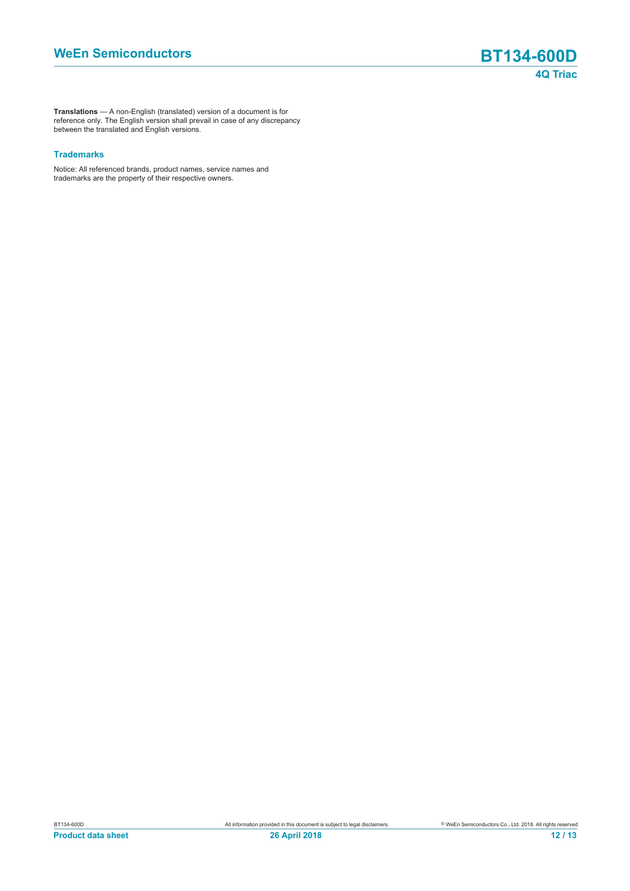**Translations** — A non-English (translated) version of a document is for reference only. The English version shall prevail in case of any discrepancy between the translated and English versions.

### Trademarks

Notice: All referenced brands, product names, service names and trademarks are the property of their respective owners.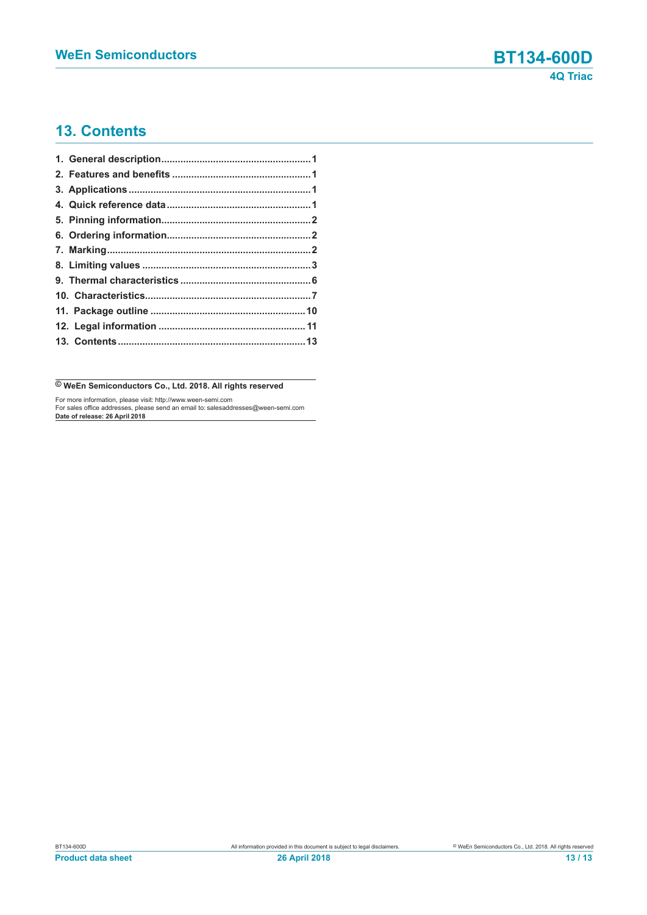## 13. Contents

1. General description ........................................ 1
2. Features and benefits ........................................ 1
3. Applications ........................................ 1
4. Quick reference data ........................................ 1
5. Pinning information ........................................ 2
6. Ordering information ........................................ 2
7. Marking ........................................ 2
8. Limiting values ........................................ 3
9. Thermal characteristics ........................................ 6
10. Characteristics ........................................ 7
11. Package outline ........................................ 10
12. Legal information ........................................ 11
13. Contents ........................................ 13

**© WeEn Semiconductors Co., Ltd. 2018. All rights reserved**

For more information, please visit: http://www.ween-semi.com
For sales office addresses, please send an email to: salesaddresses@ween-semi.com
**Date of release: 26 April 2018**